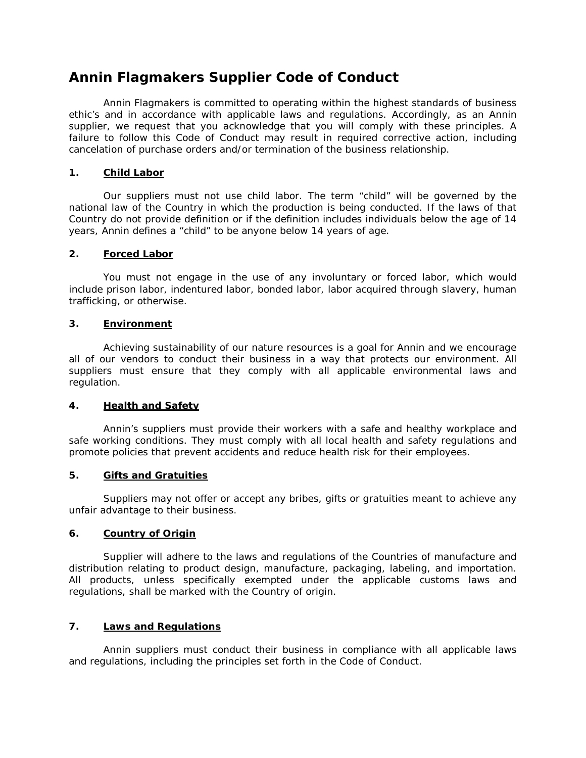# Annin Flagmakers Supplier Code of Conduct

Annin Flagmakers is committed to operating within the highest standards of business ethic's and in accordance with applicable laws and regulations. Accordingly, as an Annin supplier, we request that you acknowledge that you will comply with these principles. A failure to follow this Code of Conduct may result in required corrective action, including cancelation of purchase orders and/or termination of the business relationship.

**1. <u>Child Labor</u>**

Our suppliers must not use child labor. The term "child" will be governed by the national law of the Country in which the production is being conducted. If the laws of that Country do not provide definition or if the definition includes individuals below the age of 14 years, Annin defines a "child" to be anyone below 14 years of age.

**2. <u>Forced Labor</u>**

You must not engage in the use of any involuntary or forced labor, which would include prison labor, indentured labor, bonded labor, labor acquired through slavery, human trafficking, or otherwise.

**3. <u>Environment</u>**

Achieving sustainability of our nature resources is a goal for Annin and we encourage all of our vendors to conduct their business in a way that protects our environment. All suppliers must ensure that they comply with all applicable environmental laws and regulation.

**4. <u>Health and Safety</u>**

Annin's suppliers must provide their workers with a safe and healthy workplace and safe working conditions. They must comply with all local health and safety regulations and promote policies that prevent accidents and reduce health risk for their employees.

**5. <u>Gifts and Gratuities</u>**

Suppliers may not offer or accept any bribes, gifts or gratuities meant to achieve any unfair advantage to their business.

**6. <u>Country of Origin</u>**

Supplier will adhere to the laws and regulations of the Countries of manufacture and distribution relating to product design, manufacture, packaging, labeling, and importation. All products, unless specifically exempted under the applicable customs laws and regulations, shall be marked with the Country of origin.

**7. <u>Laws and Regulations</u>**

Annin suppliers must conduct their business in compliance with all applicable laws and regulations, including the principles set forth in the Code of Conduct.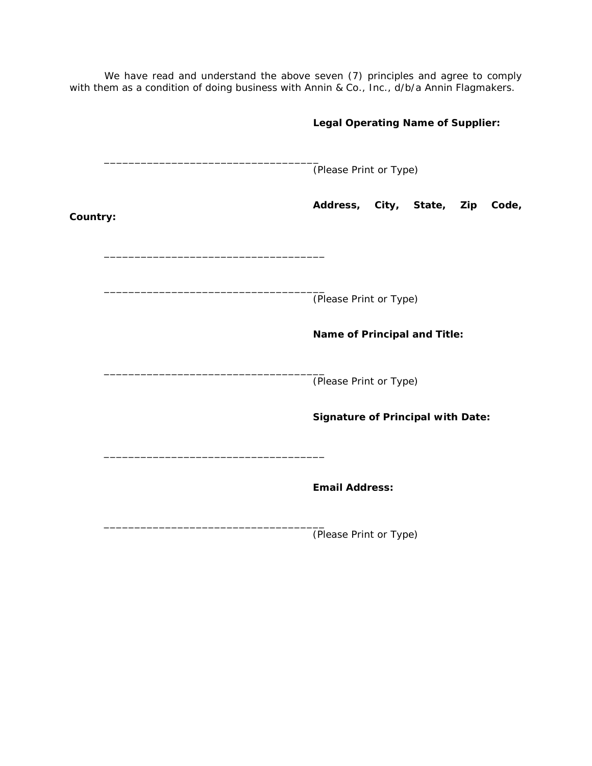We have read and understand the above seven (7) principles and agree to comply with them as a condition of doing business with Annin & Co., Inc., d/b/a Annin Flagmakers.

**Legal Operating Name of Supplier:**

___________________________________ (Please Print or Type)

**Address, City, State, Zip Code, Country:**

___________________________________

___________________________________ (Please Print or Type)

**Name of Principal and Title:**

___________________________________ (Please Print or Type)

**Signature of Principal with Date:**

___________________________________

**Email Address:**

___________________________________ (Please Print or Type)